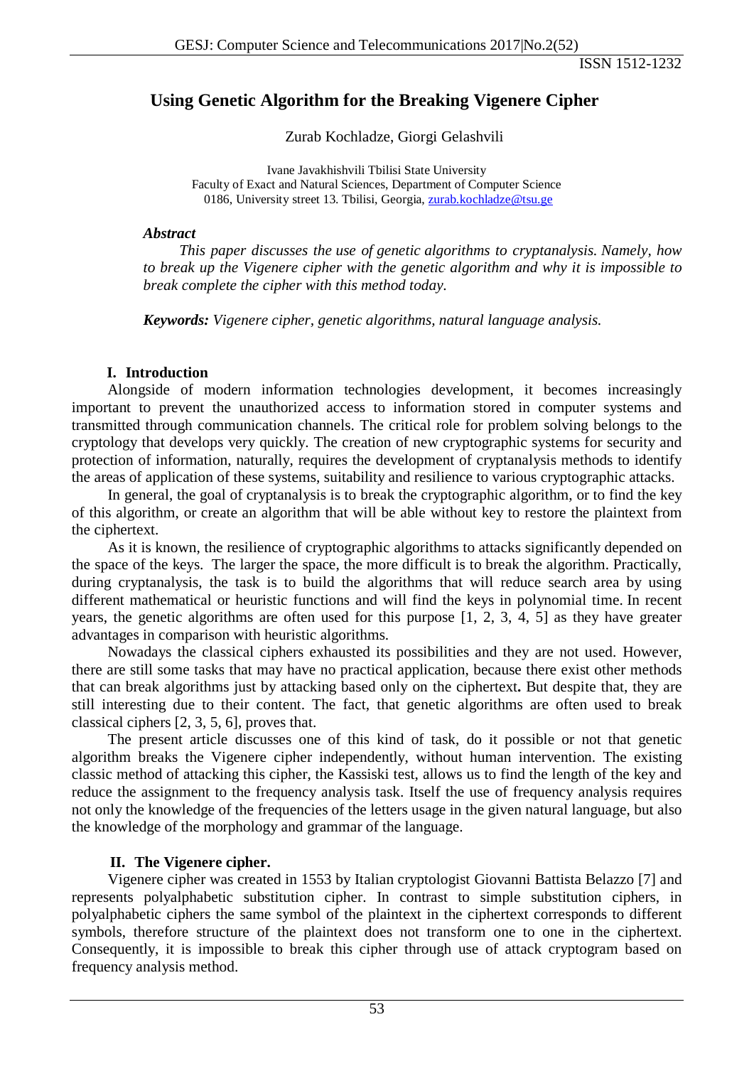# Using Genetic Algorithm for the Breaking Vigenere Cipher

Zurab Kochladze, Giorgi Gelashvili

Ivane Javakhishvili Tbilisi State University
Faculty of Exact and Natural Sciences, Department of Computer Science
0186, University street 13. Tbilisi, Georgia, zurab.kochladze@tsu.ge

***Abstract***

*This paper discusses the use of genetic algorithms to cryptanalysis. Namely, how to break up the Vigenere cipher with the genetic algorithm and why it is impossible to break complete the cipher with this method today.*

***Keywords:*** *Vigenere cipher, genetic algorithms, natural language analysis.*

## I. Introduction

Alongside of modern information technologies development, it becomes increasingly important to prevent the unauthorized access to information stored in computer systems and transmitted through communication channels. The critical role for problem solving belongs to the cryptology that develops very quickly. The creation of new cryptographic systems for security and protection of information, naturally, requires the development of cryptanalysis methods to identify the areas of application of these systems, suitability and resilience to various cryptographic attacks.

In general, the goal of cryptanalysis is to break the cryptographic algorithm, or to find the key of this algorithm, or create an algorithm that will be able without key to restore the plaintext from the ciphertext.

As it is known, the resilience of cryptographic algorithms to attacks significantly depended on the space of the keys. The larger the space, the more difficult is to break the algorithm. Practically, during cryptanalysis, the task is to build the algorithms that will reduce search area by using different mathematical or heuristic functions and will find the keys in polynomial time. In recent years, the genetic algorithms are often used for this purpose [1, 2, 3, 4, 5] as they have greater advantages in comparison with heuristic algorithms.

Nowadays the classical ciphers exhausted its possibilities and they are not used. However, there are still some tasks that may have no practical application, because there exist other methods that can break algorithms just by attacking based only on the ciphertext**.** But despite that, they are still interesting due to their content. The fact, that genetic algorithms are often used to break classical ciphers [2, 3, 5, 6], proves that.

The present article discusses one of this kind of task, do it possible or not that genetic algorithm breaks the Vigenere cipher independently, without human intervention. The existing classic method of attacking this cipher, the Kassiski test, allows us to find the length of the key and reduce the assignment to the frequency analysis task. Itself the use of frequency analysis requires not only the knowledge of the frequencies of the letters usage in the given natural language, but also the knowledge of the morphology and grammar of the language.

## II. The Vigenere cipher.

Vigenere cipher was created in 1553 by Italian cryptologist Giovanni Battista Belazzo [7] and represents polyalphabetic substitution cipher. In contrast to simple substitution ciphers, in polyalphabetic ciphers the same symbol of the plaintext in the ciphertext corresponds to different symbols, therefore structure of the plaintext does not transform one to one in the ciphertext. Consequently, it is impossible to break this cipher through use of attack cryptogram based on frequency analysis method.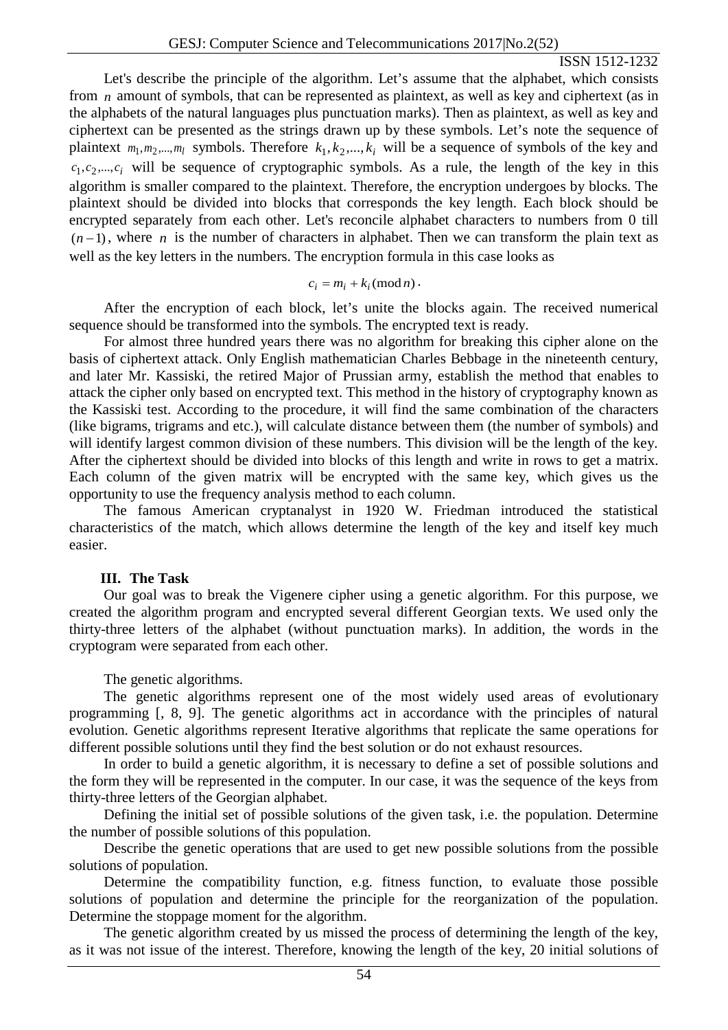Let's describe the principle of the algorithm. Let's assume that the alphabet, which consists from $n$ amount of symbols, that can be represented as plaintext, as well as key and ciphertext (as in the alphabets of the natural languages plus punctuation marks). Then as plaintext, as well as key and ciphertext can be presented as the strings drawn up by these symbols. Let's note the sequence of plaintext $m_1, m_2, ..., m_l$ symbols. Therefore $k_1, k_2, ..., k_i$ will be a sequence of symbols of the key and $c_1, c_2, ..., c_i$ will be sequence of cryptographic symbols. As a rule, the length of the key in this algorithm is smaller compared to the plaintext. Therefore, the encryption undergoes by blocks. The plaintext should be divided into blocks that corresponds the key length. Each block should be encrypted separately from each other. Let's reconcile alphabet characters to numbers from 0 till $(n-1)$, where $n$ is the number of characters in alphabet. Then we can transform the plain text as well as the key letters in the numbers. The encryption formula in this case looks as

$$c_i = m_i + k_i (\text{mod}\, n).$$

After the encryption of each block, let's unite the blocks again. The received numerical sequence should be transformed into the symbols. The encrypted text is ready.

For almost three hundred years there was no algorithm for breaking this cipher alone on the basis of ciphertext attack. Only English mathematician Charles Bebbage in the nineteenth century, and later Mr. Kassiski, the retired Major of Prussian army, establish the method that enables to attack the cipher only based on encrypted text. This method in the history of cryptography known as the Kassiski test. According to the procedure, it will find the same combination of the characters (like bigrams, trigrams and etc.), will calculate distance between them (the number of symbols) and will identify largest common division of these numbers. This division will be the length of the key. After the ciphertext should be divided into blocks of this length and write in rows to get a matrix. Each column of the given matrix will be encrypted with the same key, which gives us the opportunity to use the frequency analysis method to each column.

The famous American cryptanalyst in 1920 W. Friedman introduced the statistical characteristics of the match, which allows determine the length of the key and itself key much easier.

## III. The Task

Our goal was to break the Vigenere cipher using a genetic algorithm. For this purpose, we created the algorithm program and encrypted several different Georgian texts. We used only the thirty-three letters of the alphabet (without punctuation marks). In addition, the words in the cryptogram were separated from each other.

The genetic algorithms.

The genetic algorithms represent one of the most widely used areas of evolutionary programming [, 8, 9]. The genetic algorithms act in accordance with the principles of natural evolution. Genetic algorithms represent Iterative algorithms that replicate the same operations for different possible solutions until they find the best solution or do not exhaust resources.

In order to build a genetic algorithm, it is necessary to define a set of possible solutions and the form they will be represented in the computer. In our case, it was the sequence of the keys from thirty-three letters of the Georgian alphabet.

Defining the initial set of possible solutions of the given task, i.e. the population. Determine the number of possible solutions of this population.

Describe the genetic operations that are used to get new possible solutions from the possible solutions of population.

Determine the compatibility function, e.g. fitness function, to evaluate those possible solutions of population and determine the principle for the reorganization of the population. Determine the stoppage moment for the algorithm.

The genetic algorithm created by us missed the process of determining the length of the key, as it was not issue of the interest. Therefore, knowing the length of the key, 20 initial solutions of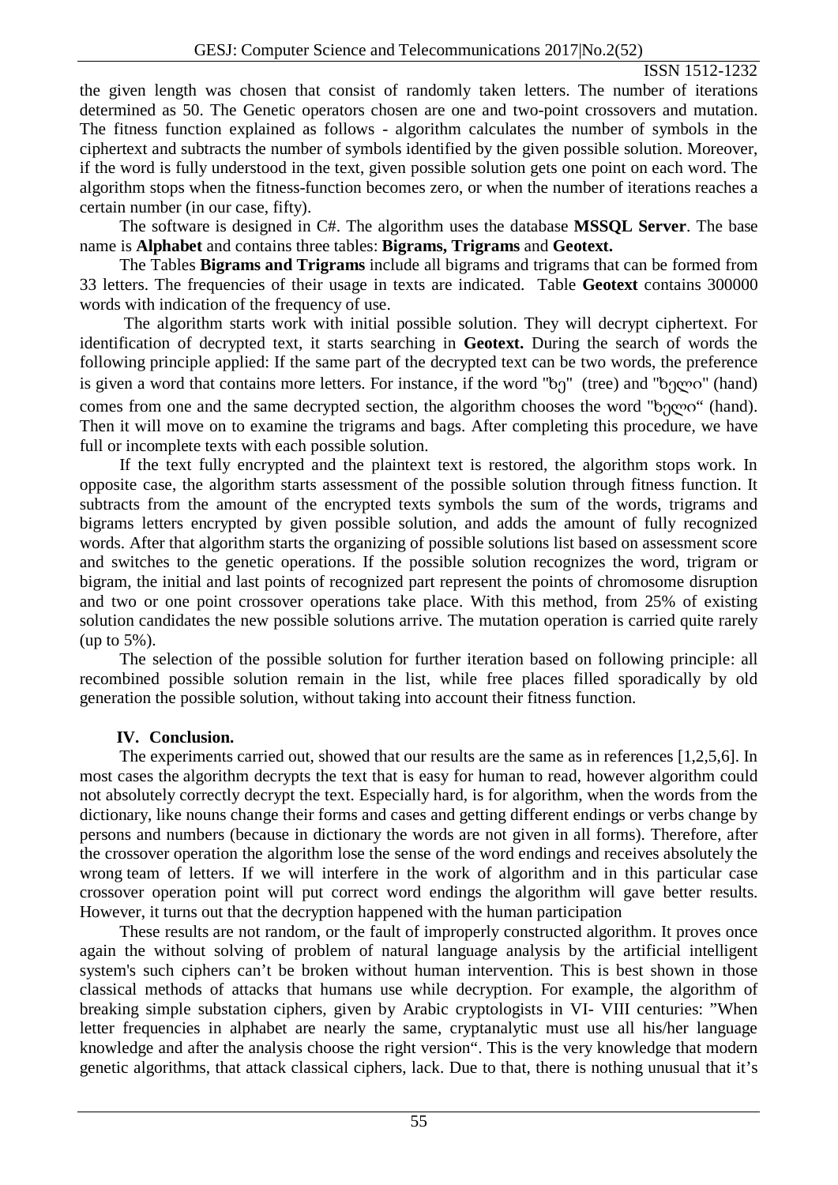the given length was chosen that consist of randomly taken letters. The number of iterations determined as 50. The Genetic operators chosen are one and two-point crossovers and mutation. The fitness function explained as follows - algorithm calculates the number of symbols in the ciphertext and subtracts the number of symbols identified by the given possible solution. Moreover, if the word is fully understood in the text, given possible solution gets one point on each word. The algorithm stops when the fitness-function becomes zero, or when the number of iterations reaches a certain number (in our case, fifty).

The software is designed in C#. The algorithm uses the database **MSSQL Server**. The base name is **Alphabet** and contains three tables: **Bigrams, Trigrams** and **Geotext.**

The Tables **Bigrams and Trigrams** include all bigrams and trigrams that can be formed from 33 letters. The frequencies of their usage in texts are indicated. Table **Geotext** contains 300000 words with indication of the frequency of use.

The algorithm starts work with initial possible solution. They will decrypt ciphertext. For identification of decrypted text, it starts searching in **Geotext.** During the search of words the following principle applied: If the same part of the decrypted text can be two words, the preference is given a word that contains more letters. For instance, if the word "ხე" (tree) and "ხელი" (hand) comes from one and the same decrypted section, the algorithm chooses the word "ხელი" (hand). Then it will move on to examine the trigrams and bags. After completing this procedure, we have full or incomplete texts with each possible solution.

If the text fully encrypted and the plaintext text is restored, the algorithm stops work. In opposite case, the algorithm starts assessment of the possible solution through fitness function. It subtracts from the amount of the encrypted texts symbols the sum of the words, trigrams and bigrams letters encrypted by given possible solution, and adds the amount of fully recognized words. After that algorithm starts the organizing of possible solutions list based on assessment score and switches to the genetic operations. If the possible solution recognizes the word, trigram or bigram, the initial and last points of recognized part represent the points of chromosome disruption and two or one point crossover operations take place. With this method, from 25% of existing solution candidates the new possible solutions arrive. The mutation operation is carried quite rarely (up to 5%).

The selection of the possible solution for further iteration based on following principle: all recombined possible solution remain in the list, while free places filled sporadically by old generation the possible solution, without taking into account their fitness function.

## IV. Conclusion.

The experiments carried out, showed that our results are the same as in references [1,2,5,6]. In most cases the algorithm decrypts the text that is easy for human to read, however algorithm could not absolutely correctly decrypt the text. Especially hard, is for algorithm, when the words from the dictionary, like nouns change their forms and cases and getting different endings or verbs change by persons and numbers (because in dictionary the words are not given in all forms). Therefore, after the crossover operation the algorithm lose the sense of the word endings and receives absolutely the wrong team of letters. If we will interfere in the work of algorithm and in this particular case crossover operation point will put correct word endings the algorithm will gave better results. However, it turns out that the decryption happened with the human participation

These results are not random, or the fault of improperly constructed algorithm. It proves once again the without solving of problem of natural language analysis by the artificial intelligent system's such ciphers can't be broken without human intervention. This is best shown in those classical methods of attacks that humans use while decryption. For example, the algorithm of breaking simple substation ciphers, given by Arabic cryptologists in VI- VIII centuries: "When letter frequencies in alphabet are nearly the same, cryptanalytic must use all his/her language knowledge and after the analysis choose the right version". This is the very knowledge that modern genetic algorithms, that attack classical ciphers, lack. Due to that, there is nothing unusual that it's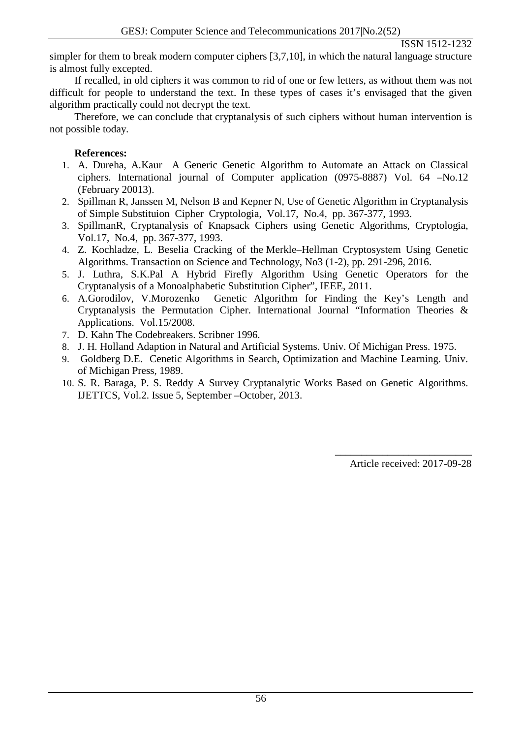simpler for them to break modern computer ciphers [3,7,10], in which the natural language structure is almost fully excepted.

If recalled, in old ciphers it was common to rid of one or few letters, as without them was not difficult for people to understand the text. In these types of cases it's envisaged that the given algorithm practically could not decrypt the text.

Therefore, we can conclude that cryptanalysis of such ciphers without human intervention is not possible today.

**References:**

1. A. Dureha, A.Kaur A Generic Genetic Algorithm to Automate an Attack on Classical ciphers. International journal of Computer application (0975-8887) Vol. 64 –No.12 (February 20013).
2. Spillman R, Janssen M, Nelson B and Kepner N, Use of Genetic Algorithm in Cryptanalysis of Simple Substituion Cipher Cryptologia, Vol.17, No.4, pp. 367-377, 1993.
3. SpillmanR, Cryptanalysis of Knapsack Ciphers using Genetic Algorithms, Cryptologia, Vol.17, No.4, pp. 367-377, 1993.
4. Z. Kochladze, L. Beselia Cracking of the Merkle–Hellman Cryptosystem Using Genetic Algorithms. Transaction on Science and Technology, No3 (1-2), pp. 291-296, 2016.
5. J. Luthra, S.K.Pal A Hybrid Firefly Algorithm Using Genetic Operators for the Cryptanalysis of a Monoalphabetic Substitution Cipher", IEEE, 2011.
6. A.Gorodilov, V.Morozenko Genetic Algorithm for Finding the Key's Length and Cryptanalysis the Permutation Cipher. International Journal "Information Theories & Applications. Vol.15/2008.
7. D. Kahn The Codebreakers. Scribner 1996.
8. J. H. Holland Adaption in Natural and Artificial Systems. Univ. Of Michigan Press. 1975.
9. Goldberg D.E. Cenetic Algorithms in Search, Optimization and Machine Learning. Univ. of Michigan Press, 1989.
10. S. R. Baraga, P. S. Reddy A Survey Cryptanalytic Works Based on Genetic Algorithms. IJETTCS, Vol.2. Issue 5, September –October, 2013.

Article received: 2017-09-28